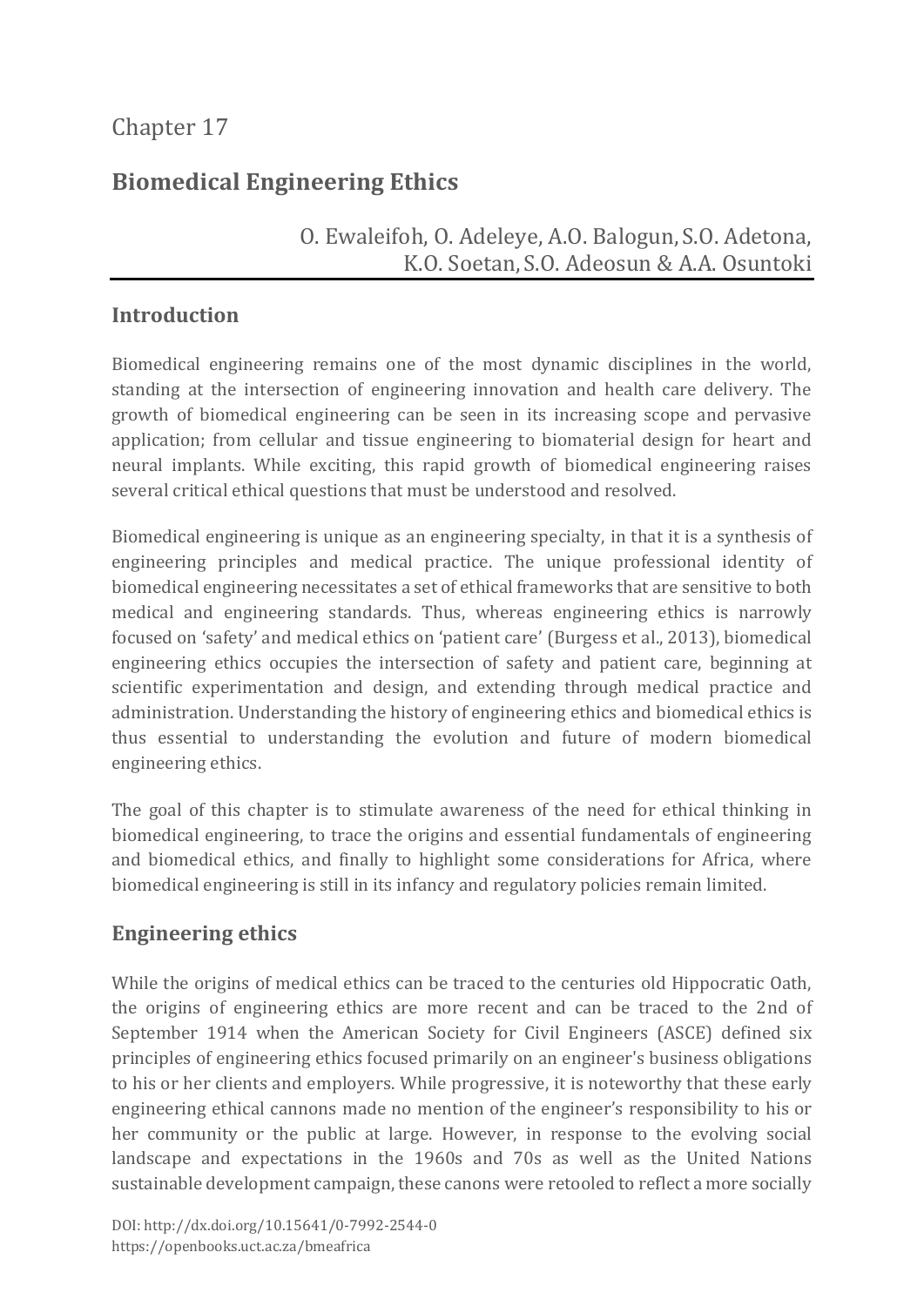Chapter 17

# Biomedical Engineering Ethics

O. Ewaleifoh, O. Adeleye, A.O. Balogun, S.O. Adetona, K.O. Soetan, S.O. Adeosun & A.A. Osuntoki

## Introduction

Biomedical engineering remains one of the most dynamic disciplines in the world, standing at the intersection of engineering innovation and health care delivery. The growth of biomedical engineering can be seen in its increasing scope and pervasive application; from cellular and tissue engineering to biomaterial design for heart and neural implants. While exciting, this rapid growth of biomedical engineering raises several critical ethical questions that must be understood and resolved.

Biomedical engineering is unique as an engineering specialty, in that it is a synthesis of engineering principles and medical practice. The unique professional identity of biomedical engineering necessitates a set of ethical frameworks that are sensitive to both medical and engineering standards. Thus, whereas engineering ethics is narrowly focused on 'safety' and medical ethics on 'patient care' (Burgess et al., 2013), biomedical engineering ethics occupies the intersection of safety and patient care, beginning at scientific experimentation and design, and extending through medical practice and administration. Understanding the history of engineering ethics and biomedical ethics is thus essential to understanding the evolution and future of modern biomedical engineering ethics.

The goal of this chapter is to stimulate awareness of the need for ethical thinking in biomedical engineering, to trace the origins and essential fundamentals of engineering and biomedical ethics, and finally to highlight some considerations for Africa, where biomedical engineering is still in its infancy and regulatory policies remain limited.

## Engineering ethics

While the origins of medical ethics can be traced to the centuries old Hippocratic Oath, the origins of engineering ethics are more recent and can be traced to the 2nd of September 1914 when the American Society for Civil Engineers (ASCE) defined six principles of engineering ethics focused primarily on an engineer's business obligations to his or her clients and employers. While progressive, it is noteworthy that these early engineering ethical cannons made no mention of the engineer's responsibility to his or her community or the public at large. However, in response to the evolving social landscape and expectations in the 1960s and 70s as well as the United Nations sustainable development campaign, these canons were retooled to reflect a more socially

DOI: http://dx.doi.org/10.15641/0-7992-2544-0
https://openbooks.uct.ac.za/bmeafrica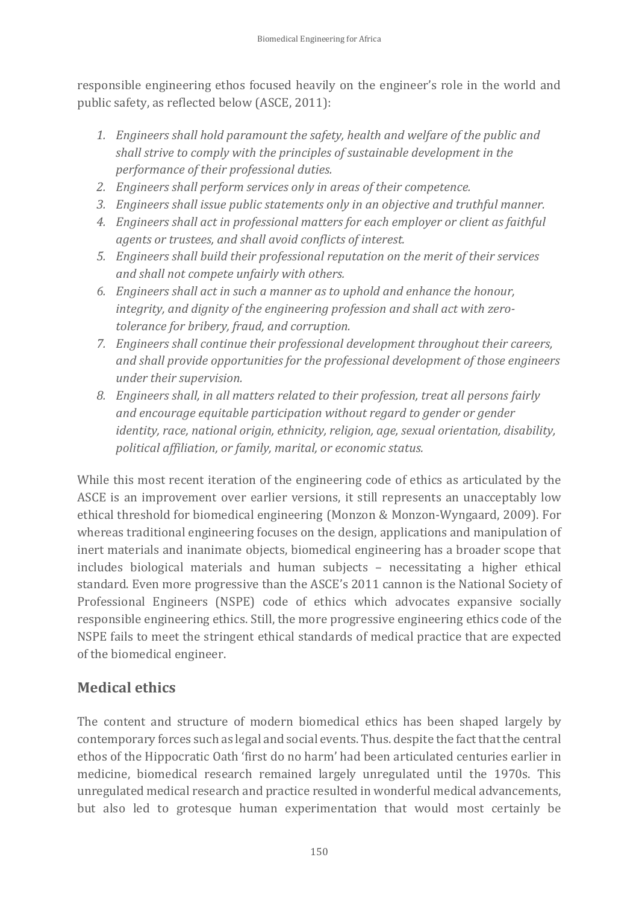responsible engineering ethos focused heavily on the engineer's role in the world and public safety, as reflected below (ASCE, 2011):

1. *Engineers shall hold paramount the safety, health and welfare of the public and shall strive to comply with the principles of sustainable development in the performance of their professional duties.*
2. *Engineers shall perform services only in areas of their competence.*
3. *Engineers shall issue public statements only in an objective and truthful manner.*
4. *Engineers shall act in professional matters for each employer or client as faithful agents or trustees, and shall avoid conflicts of interest.*
5. *Engineers shall build their professional reputation on the merit of their services and shall not compete unfairly with others.*
6. *Engineers shall act in such a manner as to uphold and enhance the honour, integrity, and dignity of the engineering profession and shall act with zero-tolerance for bribery, fraud, and corruption.*
7. *Engineers shall continue their professional development throughout their careers, and shall provide opportunities for the professional development of those engineers under their supervision.*
8. *Engineers shall, in all matters related to their profession, treat all persons fairly and encourage equitable participation without regard to gender or gender identity, race, national origin, ethnicity, religion, age, sexual orientation, disability, political affiliation, or family, marital, or economic status.*

While this most recent iteration of the engineering code of ethics as articulated by the ASCE is an improvement over earlier versions, it still represents an unacceptably low ethical threshold for biomedical engineering (Monzon & Monzon-Wyngaard, 2009). For whereas traditional engineering focuses on the design, applications and manipulation of inert materials and inanimate objects, biomedical engineering has a broader scope that includes biological materials and human subjects – necessitating a higher ethical standard. Even more progressive than the ASCE's 2011 cannon is the National Society of Professional Engineers (NSPE) code of ethics which advocates expansive socially responsible engineering ethics. Still, the more progressive engineering ethics code of the NSPE fails to meet the stringent ethical standards of medical practice that are expected of the biomedical engineer.

## Medical ethics

The content and structure of modern biomedical ethics has been shaped largely by contemporary forces such as legal and social events. Thus. despite the fact that the central ethos of the Hippocratic Oath 'first do no harm' had been articulated centuries earlier in medicine, biomedical research remained largely unregulated until the 1970s. This unregulated medical research and practice resulted in wonderful medical advancements, but also led to grotesque human experimentation that would most certainly be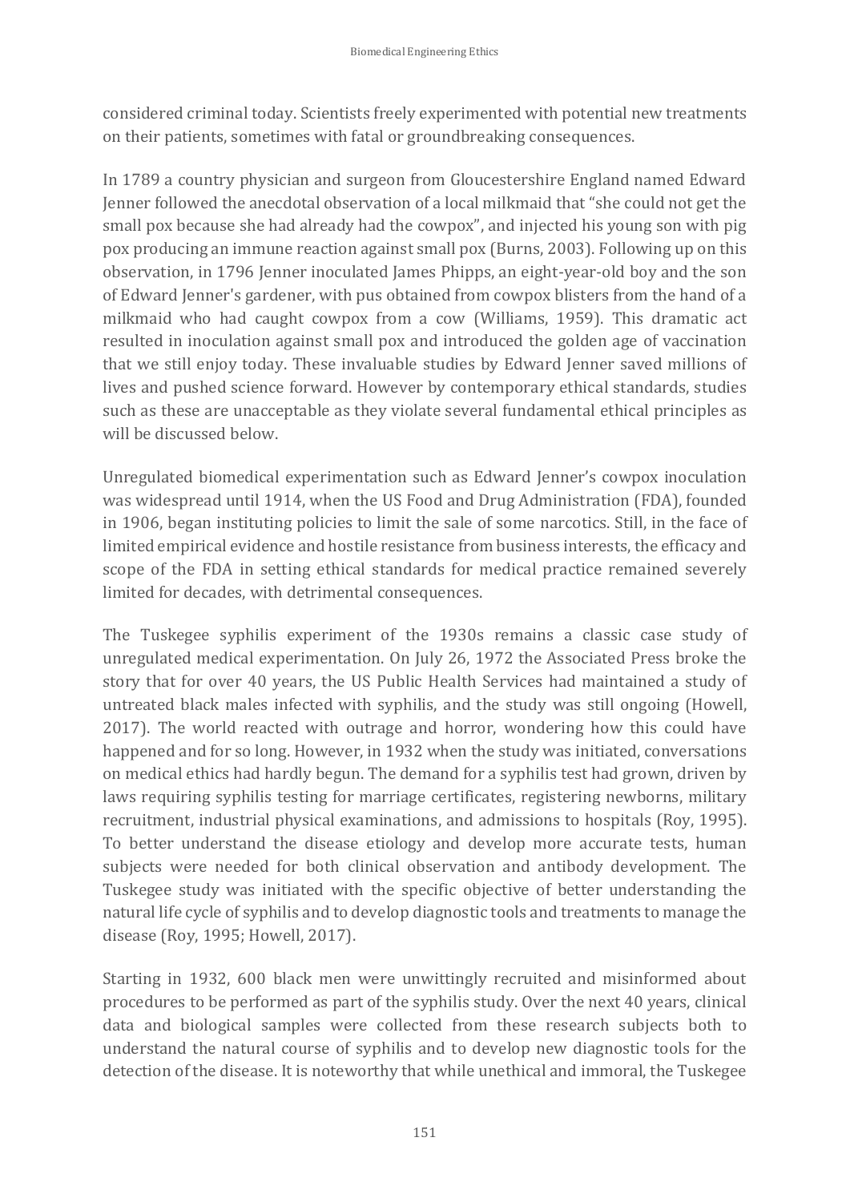considered criminal today. Scientists freely experimented with potential new treatments on their patients, sometimes with fatal or groundbreaking consequences.

In 1789 a country physician and surgeon from Gloucestershire England named Edward Jenner followed the anecdotal observation of a local milkmaid that "she could not get the small pox because she had already had the cowpox", and injected his young son with pig pox producing an immune reaction against small pox (Burns, 2003). Following up on this observation, in 1796 Jenner inoculated James Phipps, an eight-year-old boy and the son of Edward Jenner's gardener, with pus obtained from cowpox blisters from the hand of a milkmaid who had caught cowpox from a cow (Williams, 1959). This dramatic act resulted in inoculation against small pox and introduced the golden age of vaccination that we still enjoy today. These invaluable studies by Edward Jenner saved millions of lives and pushed science forward. However by contemporary ethical standards, studies such as these are unacceptable as they violate several fundamental ethical principles as will be discussed below.

Unregulated biomedical experimentation such as Edward Jenner's cowpox inoculation was widespread until 1914, when the US Food and Drug Administration (FDA), founded in 1906, began instituting policies to limit the sale of some narcotics. Still, in the face of limited empirical evidence and hostile resistance from business interests, the efficacy and scope of the FDA in setting ethical standards for medical practice remained severely limited for decades, with detrimental consequences.

The Tuskegee syphilis experiment of the 1930s remains a classic case study of unregulated medical experimentation. On July 26, 1972 the Associated Press broke the story that for over 40 years, the US Public Health Services had maintained a study of untreated black males infected with syphilis, and the study was still ongoing (Howell, 2017). The world reacted with outrage and horror, wondering how this could have happened and for so long. However, in 1932 when the study was initiated, conversations on medical ethics had hardly begun. The demand for a syphilis test had grown, driven by laws requiring syphilis testing for marriage certificates, registering newborns, military recruitment, industrial physical examinations, and admissions to hospitals (Roy, 1995). To better understand the disease etiology and develop more accurate tests, human subjects were needed for both clinical observation and antibody development. The Tuskegee study was initiated with the specific objective of better understanding the natural life cycle of syphilis and to develop diagnostic tools and treatments to manage the disease (Roy, 1995; Howell, 2017).

Starting in 1932, 600 black men were unwittingly recruited and misinformed about procedures to be performed as part of the syphilis study. Over the next 40 years, clinical data and biological samples were collected from these research subjects both to understand the natural course of syphilis and to develop new diagnostic tools for the detection of the disease. It is noteworthy that while unethical and immoral, the Tuskegee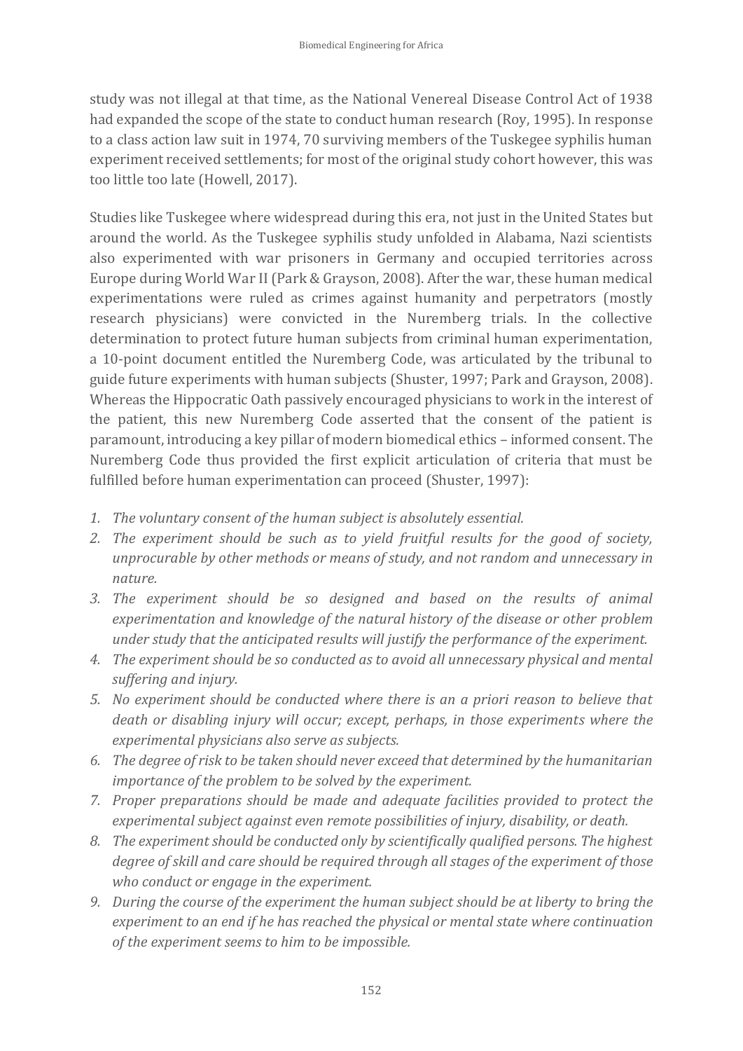study was not illegal at that time, as the National Venereal Disease Control Act of 1938 had expanded the scope of the state to conduct human research (Roy, 1995). In response to a class action law suit in 1974, 70 surviving members of the Tuskegee syphilis human experiment received settlements; for most of the original study cohort however, this was too little too late (Howell, 2017).

Studies like Tuskegee where widespread during this era, not just in the United States but around the world. As the Tuskegee syphilis study unfolded in Alabama, Nazi scientists also experimented with war prisoners in Germany and occupied territories across Europe during World War II (Park & Grayson, 2008). After the war, these human medical experimentations were ruled as crimes against humanity and perpetrators (mostly research physicians) were convicted in the Nuremberg trials. In the collective determination to protect future human subjects from criminal human experimentation, a 10-point document entitled the Nuremberg Code, was articulated by the tribunal to guide future experiments with human subjects (Shuster, 1997; Park and Grayson, 2008). Whereas the Hippocratic Oath passively encouraged physicians to work in the interest of the patient, this new Nuremberg Code asserted that the consent of the patient is paramount, introducing a key pillar of modern biomedical ethics – informed consent. The Nuremberg Code thus provided the first explicit articulation of criteria that must be fulfilled before human experimentation can proceed (Shuster, 1997):

1. *The voluntary consent of the human subject is absolutely essential.*
2. *The experiment should be such as to yield fruitful results for the good of society, unprocurable by other methods or means of study, and not random and unnecessary in nature.*
3. *The experiment should be so designed and based on the results of animal experimentation and knowledge of the natural history of the disease or other problem under study that the anticipated results will justify the performance of the experiment.*
4. *The experiment should be so conducted as to avoid all unnecessary physical and mental suffering and injury.*
5. *No experiment should be conducted where there is an a priori reason to believe that death or disabling injury will occur; except, perhaps, in those experiments where the experimental physicians also serve as subjects.*
6. *The degree of risk to be taken should never exceed that determined by the humanitarian importance of the problem to be solved by the experiment.*
7. *Proper preparations should be made and adequate facilities provided to protect the experimental subject against even remote possibilities of injury, disability, or death.*
8. *The experiment should be conducted only by scientifically qualified persons. The highest degree of skill and care should be required through all stages of the experiment of those who conduct or engage in the experiment.*
9. *During the course of the experiment the human subject should be at liberty to bring the experiment to an end if he has reached the physical or mental state where continuation of the experiment seems to him to be impossible.*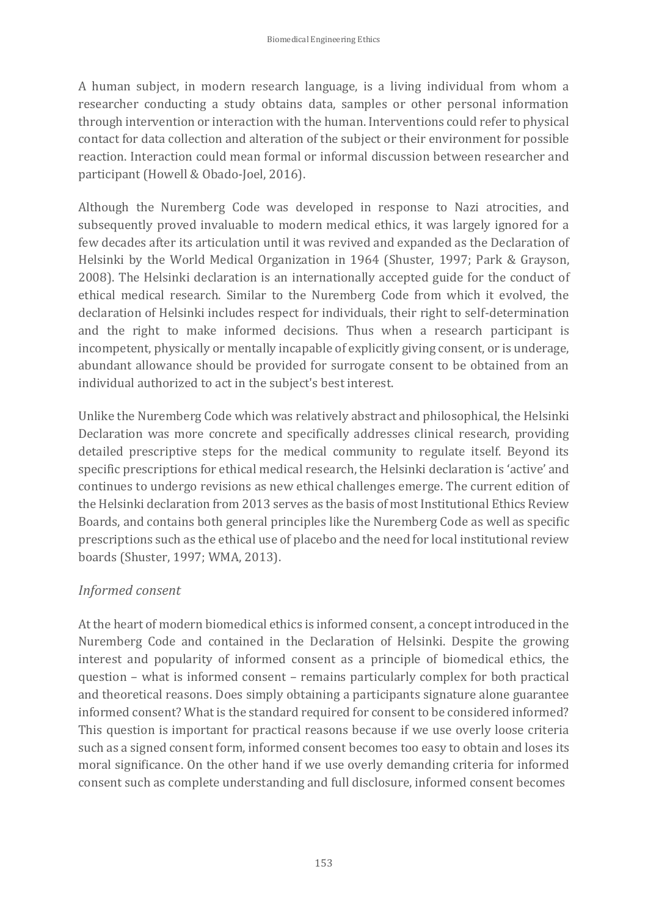A human subject, in modern research language, is a living individual from whom a researcher conducting a study obtains data, samples or other personal information through intervention or interaction with the human. Interventions could refer to physical contact for data collection and alteration of the subject or their environment for possible reaction. Interaction could mean formal or informal discussion between researcher and participant (Howell & Obado-Joel, 2016).

Although the Nuremberg Code was developed in response to Nazi atrocities, and subsequently proved invaluable to modern medical ethics, it was largely ignored for a few decades after its articulation until it was revived and expanded as the Declaration of Helsinki by the World Medical Organization in 1964 (Shuster, 1997; Park & Grayson, 2008). The Helsinki declaration is an internationally accepted guide for the conduct of ethical medical research. Similar to the Nuremberg Code from which it evolved, the declaration of Helsinki includes respect for individuals, their right to self-determination and the right to make informed decisions. Thus when a research participant is incompetent, physically or mentally incapable of explicitly giving consent, or is underage, abundant allowance should be provided for surrogate consent to be obtained from an individual authorized to act in the subject's best interest.

Unlike the Nuremberg Code which was relatively abstract and philosophical, the Helsinki Declaration was more concrete and specifically addresses clinical research, providing detailed prescriptive steps for the medical community to regulate itself. Beyond its specific prescriptions for ethical medical research, the Helsinki declaration is 'active' and continues to undergo revisions as new ethical challenges emerge. The current edition of the Helsinki declaration from 2013 serves as the basis of most Institutional Ethics Review Boards, and contains both general principles like the Nuremberg Code as well as specific prescriptions such as the ethical use of placebo and the need for local institutional review boards (Shuster, 1997; WMA, 2013).

### *Informed consent*

At the heart of modern biomedical ethics is informed consent, a concept introduced in the Nuremberg Code and contained in the Declaration of Helsinki. Despite the growing interest and popularity of informed consent as a principle of biomedical ethics, the question – what is informed consent – remains particularly complex for both practical and theoretical reasons. Does simply obtaining a participants signature alone guarantee informed consent? What is the standard required for consent to be considered informed? This question is important for practical reasons because if we use overly loose criteria such as a signed consent form, informed consent becomes too easy to obtain and loses its moral significance. On the other hand if we use overly demanding criteria for informed consent such as complete understanding and full disclosure, informed consent becomes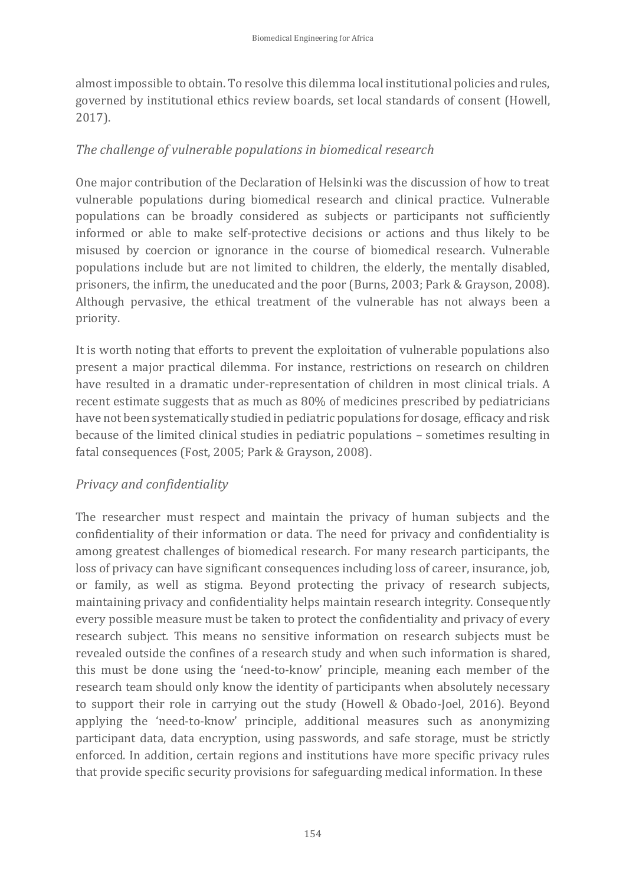almost impossible to obtain. To resolve this dilemma local institutional policies and rules, governed by institutional ethics review boards, set local standards of consent (Howell, 2017).

### *The challenge of vulnerable populations in biomedical research*

One major contribution of the Declaration of Helsinki was the discussion of how to treat vulnerable populations during biomedical research and clinical practice. Vulnerable populations can be broadly considered as subjects or participants not sufficiently informed or able to make self-protective decisions or actions and thus likely to be misused by coercion or ignorance in the course of biomedical research. Vulnerable populations include but are not limited to children, the elderly, the mentally disabled, prisoners, the infirm, the uneducated and the poor (Burns, 2003; Park & Grayson, 2008). Although pervasive, the ethical treatment of the vulnerable has not always been a priority.

It is worth noting that efforts to prevent the exploitation of vulnerable populations also present a major practical dilemma. For instance, restrictions on research on children have resulted in a dramatic under-representation of children in most clinical trials. A recent estimate suggests that as much as 80% of medicines prescribed by pediatricians have not been systematically studied in pediatric populations for dosage, efficacy and risk because of the limited clinical studies in pediatric populations – sometimes resulting in fatal consequences (Fost, 2005; Park & Grayson, 2008).

### *Privacy and confidentiality*

The researcher must respect and maintain the privacy of human subjects and the confidentiality of their information or data. The need for privacy and confidentiality is among greatest challenges of biomedical research. For many research participants, the loss of privacy can have significant consequences including loss of career, insurance, job, or family, as well as stigma. Beyond protecting the privacy of research subjects, maintaining privacy and confidentiality helps maintain research integrity. Consequently every possible measure must be taken to protect the confidentiality and privacy of every research subject. This means no sensitive information on research subjects must be revealed outside the confines of a research study and when such information is shared, this must be done using the 'need-to-know' principle, meaning each member of the research team should only know the identity of participants when absolutely necessary to support their role in carrying out the study (Howell & Obado-Joel, 2016). Beyond applying the 'need-to-know' principle, additional measures such as anonymizing participant data, data encryption, using passwords, and safe storage, must be strictly enforced. In addition, certain regions and institutions have more specific privacy rules that provide specific security provisions for safeguarding medical information. In these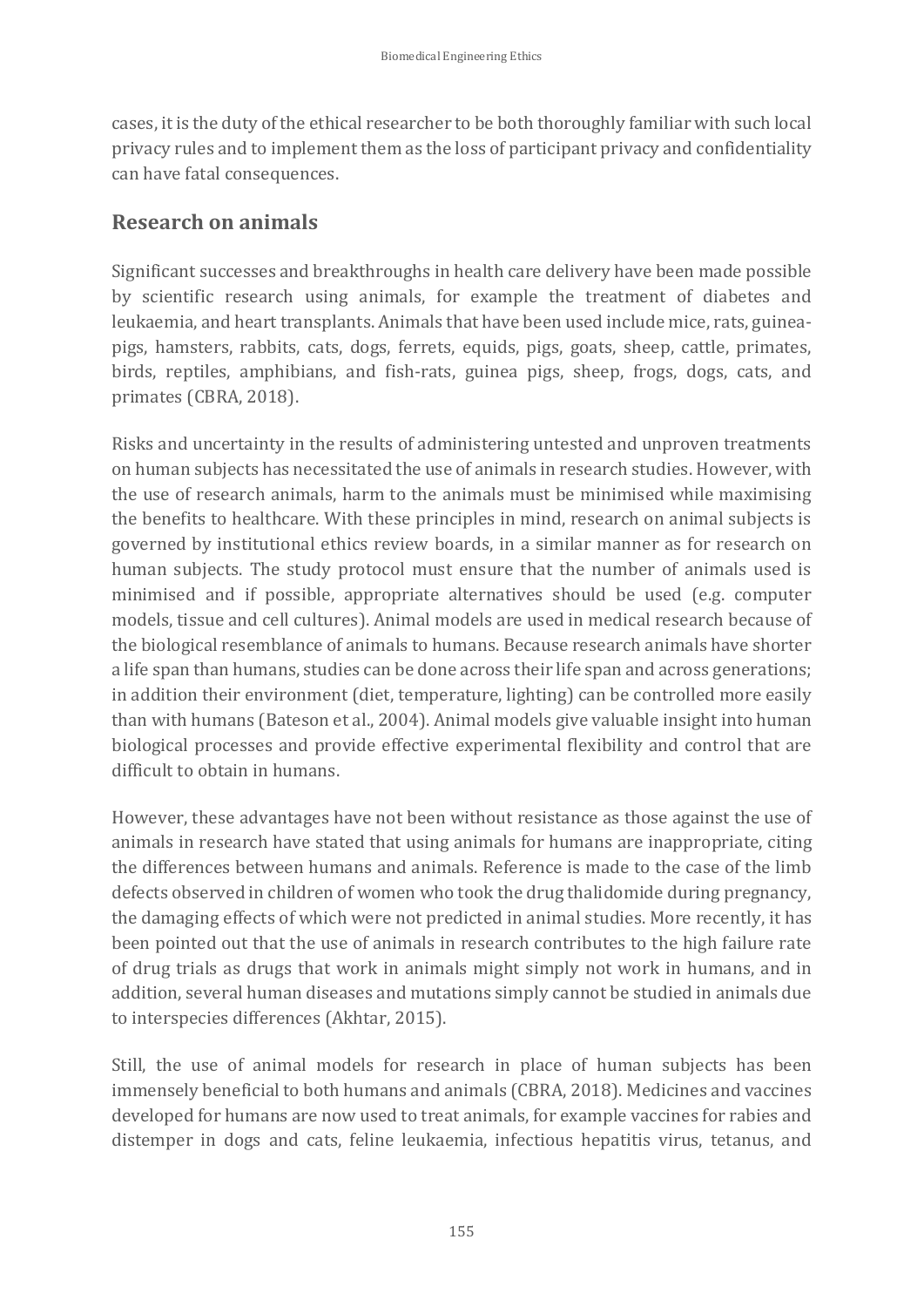cases, it is the duty of the ethical researcher to be both thoroughly familiar with such local privacy rules and to implement them as the loss of participant privacy and confidentiality can have fatal consequences.

## Research on animals

Significant successes and breakthroughs in health care delivery have been made possible by scientific research using animals, for example the treatment of diabetes and leukaemia, and heart transplants. Animals that have been used include mice, rats, guinea-pigs, hamsters, rabbits, cats, dogs, ferrets, equids, pigs, goats, sheep, cattle, primates, birds, reptiles, amphibians, and fish-rats, guinea pigs, sheep, frogs, dogs, cats, and primates (CBRA, 2018).

Risks and uncertainty in the results of administering untested and unproven treatments on human subjects has necessitated the use of animals in research studies. However, with the use of research animals, harm to the animals must be minimised while maximising the benefits to healthcare. With these principles in mind, research on animal subjects is governed by institutional ethics review boards, in a similar manner as for research on human subjects. The study protocol must ensure that the number of animals used is minimised and if possible, appropriate alternatives should be used (e.g. computer models, tissue and cell cultures). Animal models are used in medical research because of the biological resemblance of animals to humans. Because research animals have shorter a life span than humans, studies can be done across their life span and across generations; in addition their environment (diet, temperature, lighting) can be controlled more easily than with humans (Bateson et al., 2004). Animal models give valuable insight into human biological processes and provide effective experimental flexibility and control that are difficult to obtain in humans.

However, these advantages have not been without resistance as those against the use of animals in research have stated that using animals for humans are inappropriate, citing the differences between humans and animals. Reference is made to the case of the limb defects observed in children of women who took the drug thalidomide during pregnancy, the damaging effects of which were not predicted in animal studies. More recently, it has been pointed out that the use of animals in research contributes to the high failure rate of drug trials as drugs that work in animals might simply not work in humans, and in addition, several human diseases and mutations simply cannot be studied in animals due to interspecies differences (Akhtar, 2015).

Still, the use of animal models for research in place of human subjects has been immensely beneficial to both humans and animals (CBRA, 2018). Medicines and vaccines developed for humans are now used to treat animals, for example vaccines for rabies and distemper in dogs and cats, feline leukaemia, infectious hepatitis virus, tetanus, and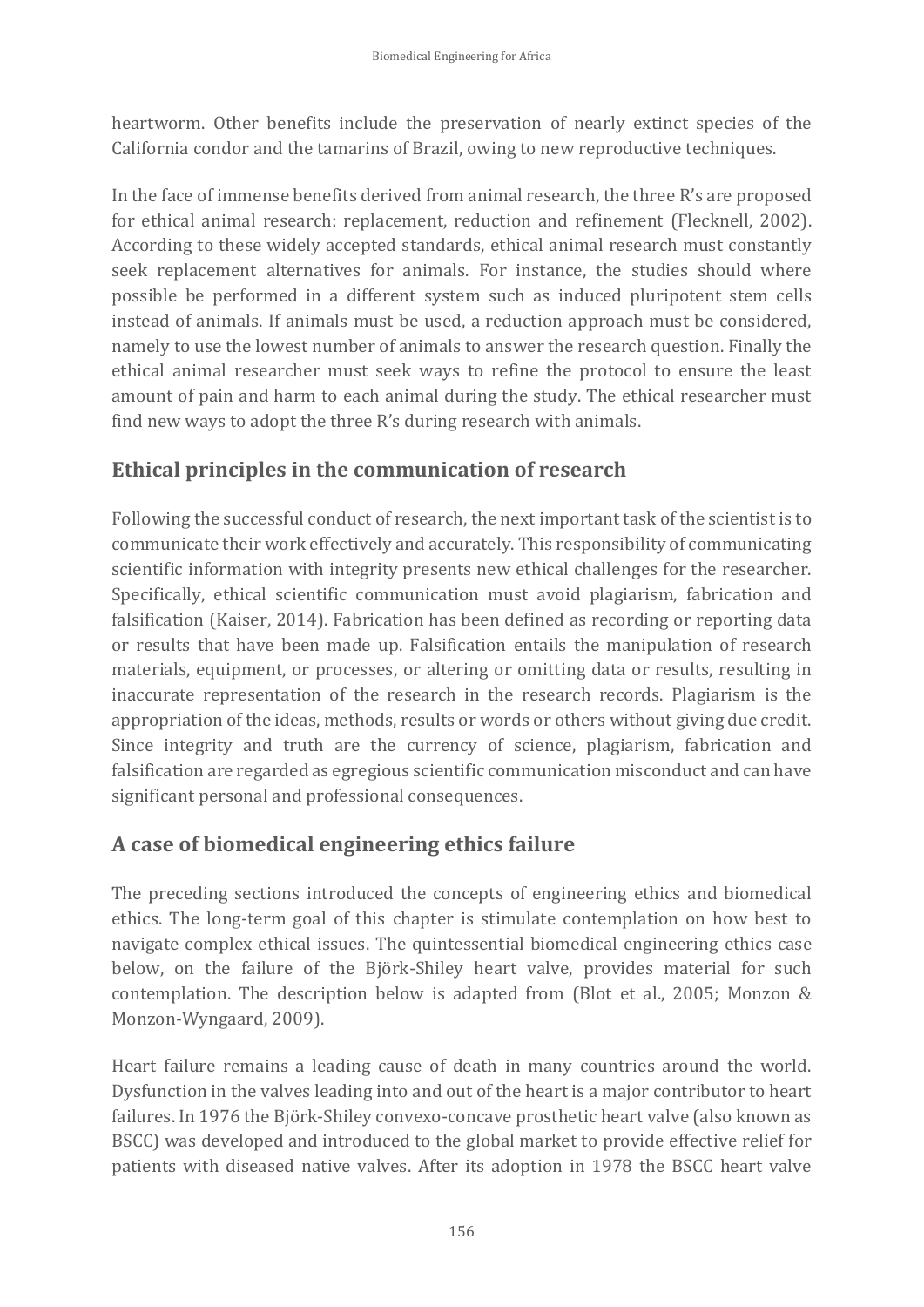heartworm. Other benefits include the preservation of nearly extinct species of the California condor and the tamarins of Brazil, owing to new reproductive techniques.

In the face of immense benefits derived from animal research, the three R's are proposed for ethical animal research: replacement, reduction and refinement (Flecknell, 2002). According to these widely accepted standards, ethical animal research must constantly seek replacement alternatives for animals. For instance, the studies should where possible be performed in a different system such as induced pluripotent stem cells instead of animals. If animals must be used, a reduction approach must be considered, namely to use the lowest number of animals to answer the research question. Finally the ethical animal researcher must seek ways to refine the protocol to ensure the least amount of pain and harm to each animal during the study. The ethical researcher must find new ways to adopt the three R's during research with animals.

## Ethical principles in the communication of research

Following the successful conduct of research, the next important task of the scientist is to communicate their work effectively and accurately. This responsibility of communicating scientific information with integrity presents new ethical challenges for the researcher. Specifically, ethical scientific communication must avoid plagiarism, fabrication and falsification (Kaiser, 2014). Fabrication has been defined as recording or reporting data or results that have been made up. Falsification entails the manipulation of research materials, equipment, or processes, or altering or omitting data or results, resulting in inaccurate representation of the research in the research records. Plagiarism is the appropriation of the ideas, methods, results or words or others without giving due credit. Since integrity and truth are the currency of science, plagiarism, fabrication and falsification are regarded as egregious scientific communication misconduct and can have significant personal and professional consequences.

## A case of biomedical engineering ethics failure

The preceding sections introduced the concepts of engineering ethics and biomedical ethics. The long-term goal of this chapter is stimulate contemplation on how best to navigate complex ethical issues. The quintessential biomedical engineering ethics case below, on the failure of the Björk-Shiley heart valve, provides material for such contemplation. The description below is adapted from (Blot et al., 2005; Monzon & Monzon-Wyngaard, 2009).

Heart failure remains a leading cause of death in many countries around the world. Dysfunction in the valves leading into and out of the heart is a major contributor to heart failures. In 1976 the Björk-Shiley convexo-concave prosthetic heart valve (also known as BSCC) was developed and introduced to the global market to provide effective relief for patients with diseased native valves. After its adoption in 1978 the BSCC heart valve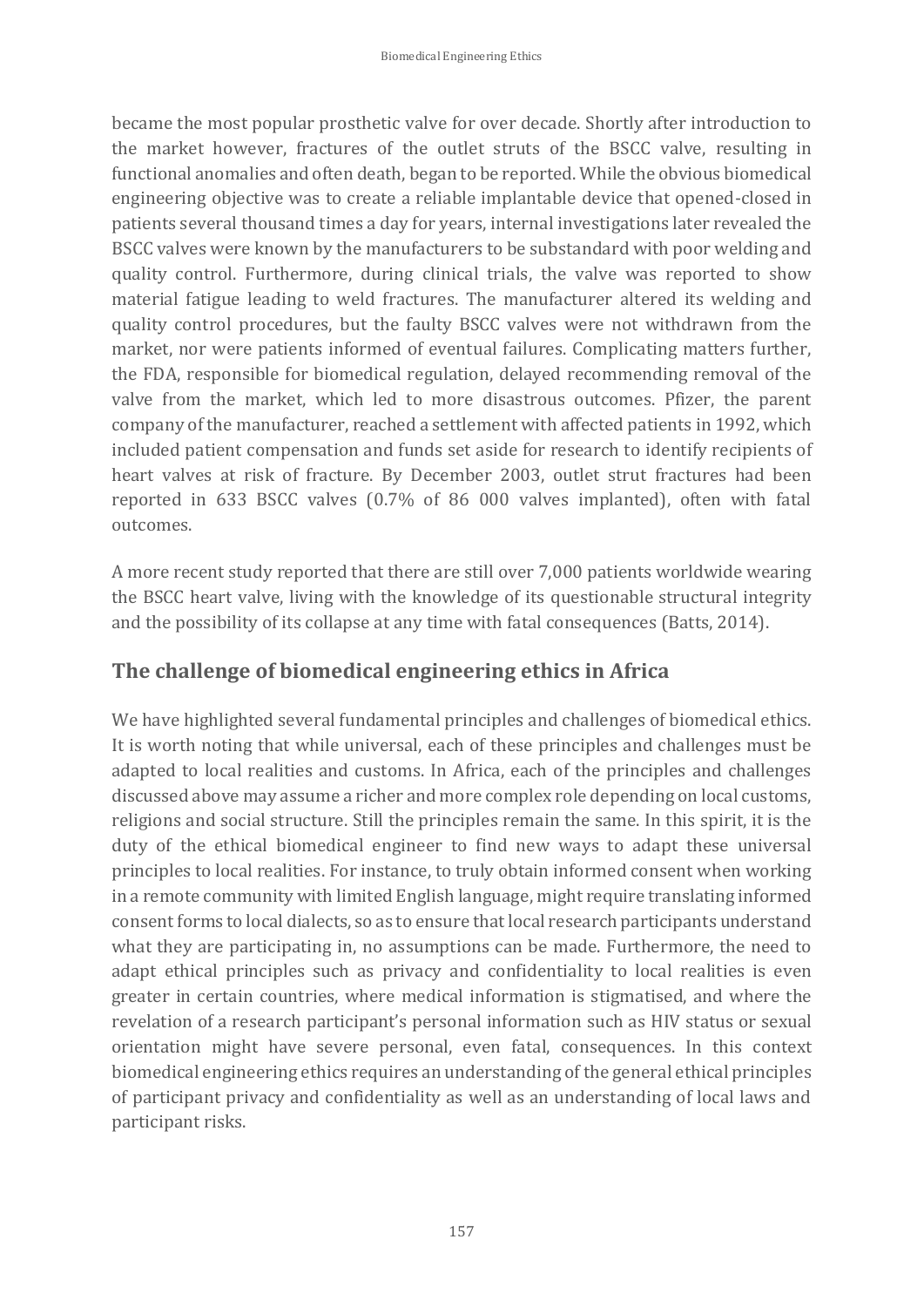became the most popular prosthetic valve for over decade. Shortly after introduction to the market however, fractures of the outlet struts of the BSCC valve, resulting in functional anomalies and often death, began to be reported. While the obvious biomedical engineering objective was to create a reliable implantable device that opened-closed in patients several thousand times a day for years, internal investigations later revealed the BSCC valves were known by the manufacturers to be substandard with poor welding and quality control. Furthermore, during clinical trials, the valve was reported to show material fatigue leading to weld fractures. The manufacturer altered its welding and quality control procedures, but the faulty BSCC valves were not withdrawn from the market, nor were patients informed of eventual failures. Complicating matters further, the FDA, responsible for biomedical regulation, delayed recommending removal of the valve from the market, which led to more disastrous outcomes. Pfizer, the parent company of the manufacturer, reached a settlement with affected patients in 1992, which included patient compensation and funds set aside for research to identify recipients of heart valves at risk of fracture. By December 2003, outlet strut fractures had been reported in 633 BSCC valves (0.7% of 86 000 valves implanted), often with fatal outcomes.

A more recent study reported that there are still over 7,000 patients worldwide wearing the BSCC heart valve, living with the knowledge of its questionable structural integrity and the possibility of its collapse at any time with fatal consequences (Batts, 2014).

## The challenge of biomedical engineering ethics in Africa

We have highlighted several fundamental principles and challenges of biomedical ethics. It is worth noting that while universal, each of these principles and challenges must be adapted to local realities and customs. In Africa, each of the principles and challenges discussed above may assume a richer and more complex role depending on local customs, religions and social structure. Still the principles remain the same. In this spirit, it is the duty of the ethical biomedical engineer to find new ways to adapt these universal principles to local realities. For instance, to truly obtain informed consent when working in a remote community with limited English language, might require translating informed consent forms to local dialects, so as to ensure that local research participants understand what they are participating in, no assumptions can be made. Furthermore, the need to adapt ethical principles such as privacy and confidentiality to local realities is even greater in certain countries, where medical information is stigmatised, and where the revelation of a research participant's personal information such as HIV status or sexual orientation might have severe personal, even fatal, consequences. In this context biomedical engineering ethics requires an understanding of the general ethical principles of participant privacy and confidentiality as well as an understanding of local laws and participant risks.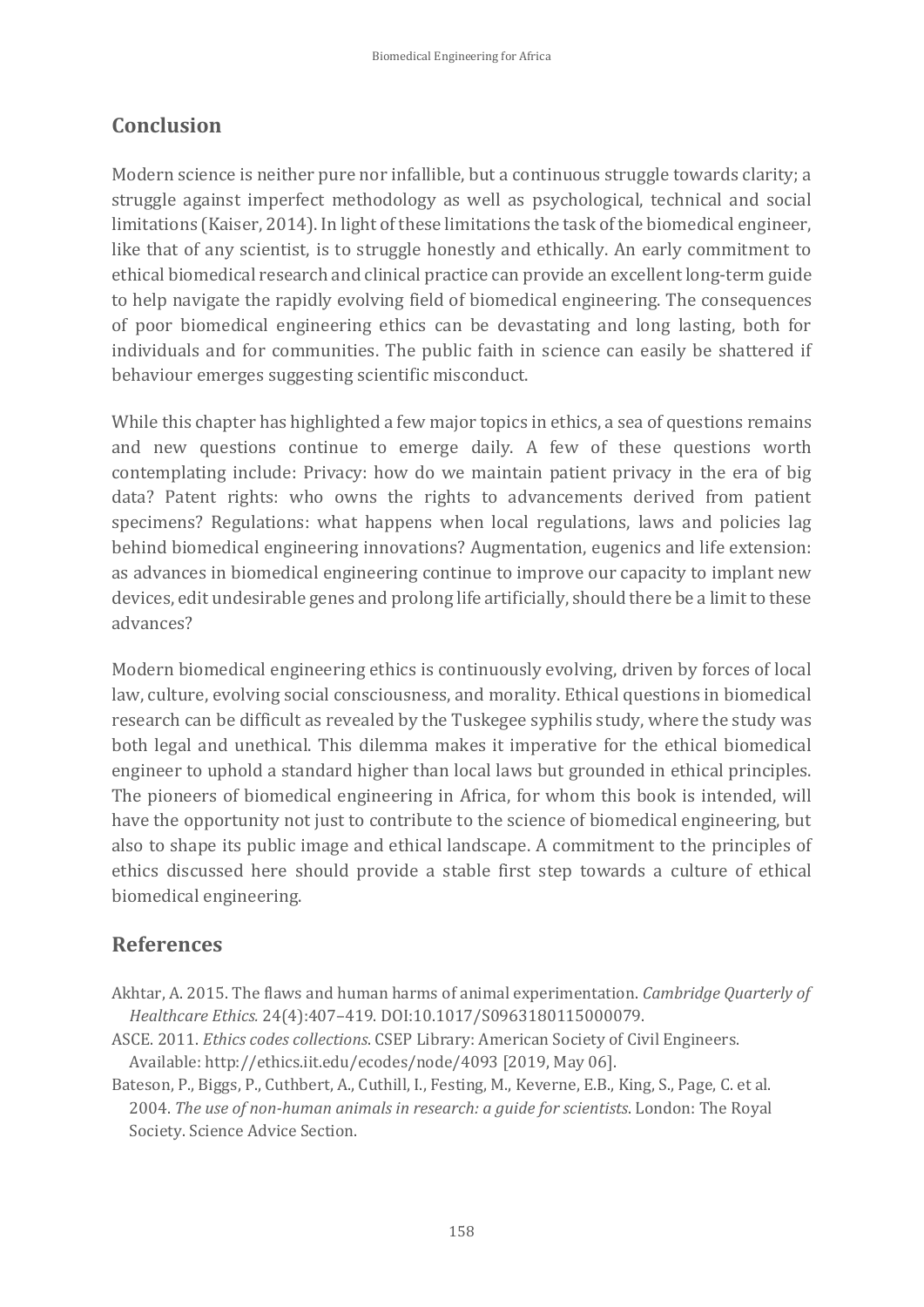## Conclusion

Modern science is neither pure nor infallible, but a continuous struggle towards clarity; a struggle against imperfect methodology as well as psychological, technical and social limitations (Kaiser, 2014). In light of these limitations the task of the biomedical engineer, like that of any scientist, is to struggle honestly and ethically. An early commitment to ethical biomedical research and clinical practice can provide an excellent long-term guide to help navigate the rapidly evolving field of biomedical engineering. The consequences of poor biomedical engineering ethics can be devastating and long lasting, both for individuals and for communities. The public faith in science can easily be shattered if behaviour emerges suggesting scientific misconduct.

While this chapter has highlighted a few major topics in ethics, a sea of questions remains and new questions continue to emerge daily. A few of these questions worth contemplating include: Privacy: how do we maintain patient privacy in the era of big data? Patent rights: who owns the rights to advancements derived from patient specimens? Regulations: what happens when local regulations, laws and policies lag behind biomedical engineering innovations? Augmentation, eugenics and life extension: as advances in biomedical engineering continue to improve our capacity to implant new devices, edit undesirable genes and prolong life artificially, should there be a limit to these advances?

Modern biomedical engineering ethics is continuously evolving, driven by forces of local law, culture, evolving social consciousness, and morality. Ethical questions in biomedical research can be difficult as revealed by the Tuskegee syphilis study, where the study was both legal and unethical. This dilemma makes it imperative for the ethical biomedical engineer to uphold a standard higher than local laws but grounded in ethical principles. The pioneers of biomedical engineering in Africa, for whom this book is intended, will have the opportunity not just to contribute to the science of biomedical engineering, but also to shape its public image and ethical landscape. A commitment to the principles of ethics discussed here should provide a stable first step towards a culture of ethical biomedical engineering.

## References

Akhtar, A. 2015. The flaws and human harms of animal experimentation. *Cambridge Quarterly of Healthcare Ethics*. 24(4):407–419. DOI:10.1017/S0963180115000079.

ASCE. 2011. *Ethics codes collections*. CSEP Library: American Society of Civil Engineers. Available: http://ethics.iit.edu/ecodes/node/4093 [2019, May 06].

Bateson, P., Biggs, P., Cuthbert, A., Cuthill, I., Festing, M., Keverne, E.B., King, S., Page, C. et al. 2004. *The use of non-human animals in research: a guide for scientists*. London: The Royal Society. Science Advice Section.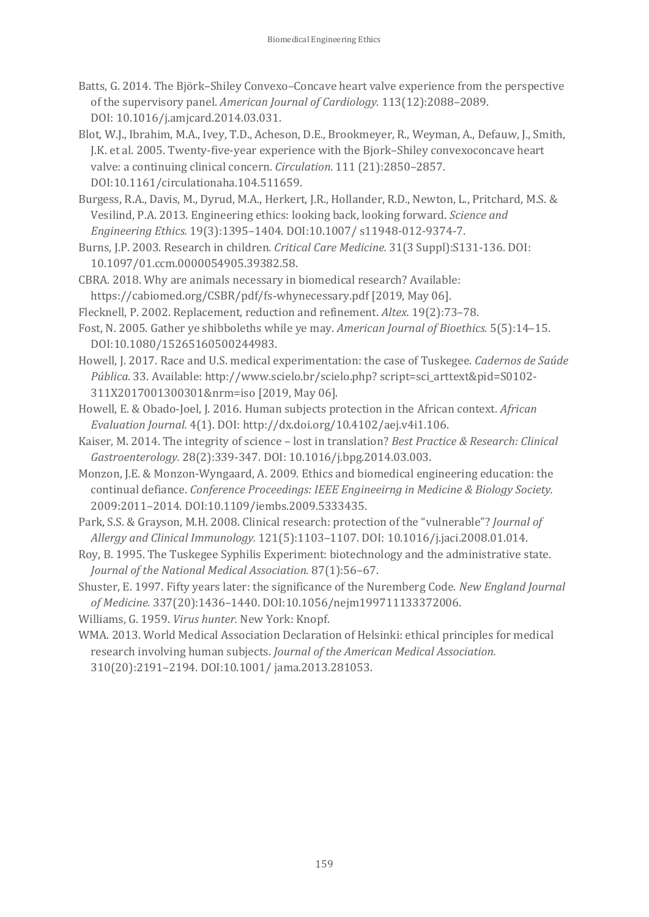Batts, G. 2014. The Björk–Shiley Convexo–Concave heart valve experience from the perspective of the supervisory panel. *American Journal of Cardiology.* 113(12):2088–2089. DOI: 10.1016/j.amjcard.2014.03.031.

Blot, W.J., Ibrahim, M.A., Ivey, T.D., Acheson, D.E., Brookmeyer, R., Weyman, A., Defauw, J., Smith, J.K. et al. 2005. Twenty-five-year experience with the Bjork–Shiley convexoconcave heart valve: a continuing clinical concern. *Circulation.* 111 (21):2850–2857. DOI:10.1161/circulationaha.104.511659.

Burgess, R.A., Davis, M., Dyrud, M.A., Herkert, J.R., Hollander, R.D., Newton, L., Pritchard, M.S. & Vesilind, P.A. 2013. Engineering ethics: looking back, looking forward. *Science and Engineering Ethics.* 19(3):1395–1404. DOI:10.1007/ s11948-012-9374-7.

Burns, J.P. 2003. Research in children. *Critical Care Medicine.* 31(3 Suppl):S131-136. DOI: 10.1097/01.ccm.0000054905.39382.58.

CBRA. 2018. Why are animals necessary in biomedical research? Available: https://cabiomed.org/CSBR/pdf/fs-whynecessary.pdf [2019, May 06].

Flecknell, P. 2002. Replacement, reduction and refinement. *Altex.* 19(2):73–78.

Fost, N. 2005. Gather ye shibboleths while ye may. *American Journal of Bioethics.* 5(5):14–15. DOI:10.1080/15265160500244983.

Howell, J. 2017. Race and U.S. medical experimentation: the case of Tuskegee. *Cadernos de Saúde Pública.* 33. Available: http://www.scielo.br/scielo.php? script=sci_arttext&pid=S0102-311X2017001300301&nrm=iso [2019, May 06].

Howell, E. & Obado-Joel, J. 2016. Human subjects protection in the African context. *African Evaluation Journal.* 4(1). DOI: http://dx.doi.org/10.4102/aej.v4i1.106.

Kaiser, M. 2014. The integrity of science – lost in translation? *Best Practice & Research: Clinical Gastroenterology.* 28(2):339-347. DOI: 10.1016/j.bpg.2014.03.003.

Monzon, J.E. & Monzon-Wyngaard, A. 2009. Ethics and biomedical engineering education: the continual defiance. *Conference Proceedings: IEEE Engineeirng in Medicine & Biology Society.* 2009:2011–2014. DOI:10.1109/iembs.2009.5333435.

Park, S.S. & Grayson, M.H. 2008. Clinical research: protection of the "vulnerable"? *Journal of Allergy and Clinical Immunology.* 121(5):1103–1107. DOI: 10.1016/j.jaci.2008.01.014.

Roy, B. 1995. The Tuskegee Syphilis Experiment: biotechnology and the administrative state. *Journal of the National Medical Association.* 87(1):56–67.

Shuster, E. 1997. Fifty years later: the significance of the Nuremberg Code. *New England Journal of Medicine.* 337(20):1436–1440. DOI:10.1056/nejm199711133372006.

Williams, G. 1959. *Virus hunter.* New York: Knopf.

WMA. 2013. World Medical Association Declaration of Helsinki: ethical principles for medical research involving human subjects. *Journal of the American Medical Association.* 310(20):2191–2194. DOI:10.1001/ jama.2013.281053.